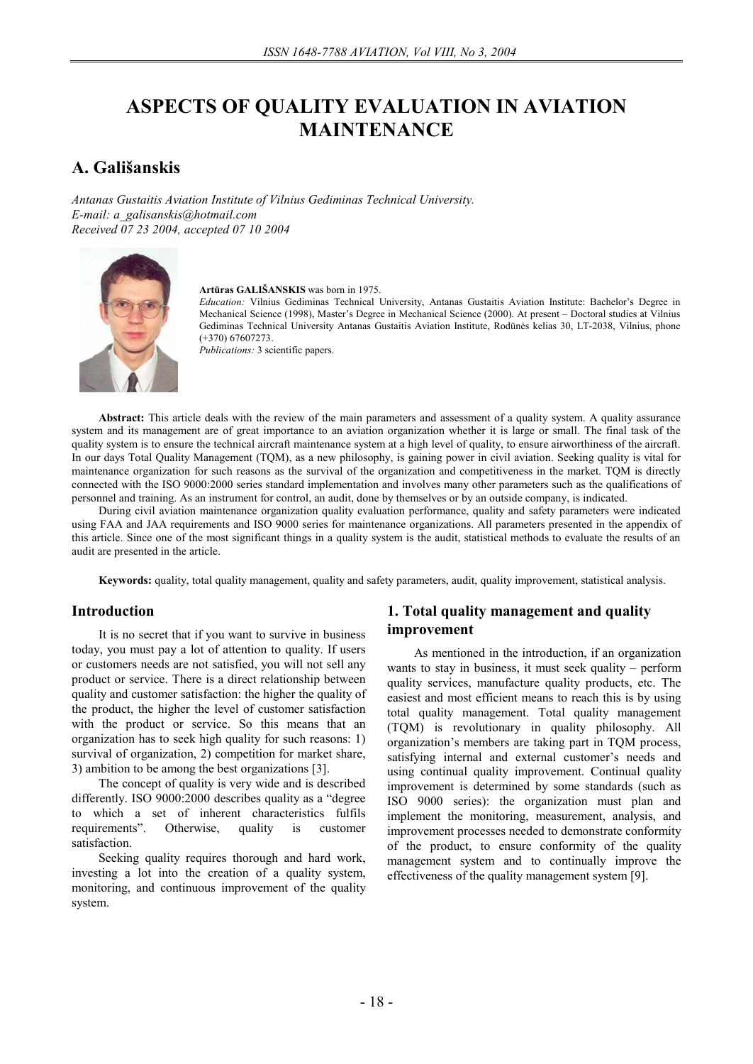# ASPECTS OF QUALITY EVALUATION IN AVIATION MAINTENANCE

## A. Gališanskis

*Antanas Gustaitis Aviation Institute of Vilnius Gediminas Technical University.*
*E-mail: a_galisanskis@hotmail.com*
*Received 07 23 2004, accepted 07 10 2004*

**Artūras GALIŠANSKIS** was born in 1975.
*Education:* Vilnius Gediminas Technical University, Antanas Gustaitis Aviation Institute: Bachelor's Degree in Mechanical Science (1998), Master's Degree in Mechanical Science (2000). At present – Doctoral studies at Vilnius Gediminas Technical University Antanas Gustaitis Aviation Institute, Rodūnės kelias 30, LT-2038, Vilnius, phone (+370) 67607273.
*Publications:* 3 scientific papers.

**Abstract:** This article deals with the review of the main parameters and assessment of a quality system. A quality assurance system and its management are of great importance to an aviation organization whether it is large or small. The final task of the quality system is to ensure the technical aircraft maintenance system at a high level of quality, to ensure airworthiness of the aircraft. In our days Total Quality Management (TQM), as a new philosophy, is gaining power in civil aviation. Seeking quality is vital for maintenance organization for such reasons as the survival of the organization and competitiveness in the market. TQM is directly connected with the ISO 9000:2000 series standard implementation and involves many other parameters such as the qualifications of personnel and training. As an instrument for control, an audit, done by themselves or by an outside company, is indicated.

During civil aviation maintenance organization quality evaluation performance, quality and safety parameters were indicated using FAA and JAA requirements and ISO 9000 series for maintenance organizations. All parameters presented in the appendix of this article. Since one of the most significant things in a quality system is the audit, statistical methods to evaluate the results of an audit are presented in the article.

**Keywords:** quality, total quality management, quality and safety parameters, audit, quality improvement, statistical analysis.

## Introduction

It is no secret that if you want to survive in business today, you must pay a lot of attention to quality. If users or customers needs are not satisfied, you will not sell any product or service. There is a direct relationship between quality and customer satisfaction: the higher the quality of the product, the higher the level of customer satisfaction with the product or service. So this means that an organization has to seek high quality for such reasons: 1) survival of organization, 2) competition for market share, 3) ambition to be among the best organizations [3].

The concept of quality is very wide and is described differently. ISO 9000:2000 describes quality as a "degree to which a set of inherent characteristics fulfils requirements". Otherwise, quality is customer satisfaction.

Seeking quality requires thorough and hard work, investing a lot into the creation of a quality system, monitoring, and continuous improvement of the quality system.

## 1. Total quality management and quality improvement

As mentioned in the introduction, if an organization wants to stay in business, it must seek quality – perform quality services, manufacture quality products, etc. The easiest and most efficient means to reach this is by using total quality management. Total quality management (TQM) is revolutionary in quality philosophy. All organization's members are taking part in TQM process, satisfying internal and external customer's needs and using continual quality improvement. Continual quality improvement is determined by some standards (such as ISO 9000 series): the organization must plan and implement the monitoring, measurement, analysis, and improvement processes needed to demonstrate conformity of the product, to ensure conformity of the quality management system and to continually improve the effectiveness of the quality management system [9].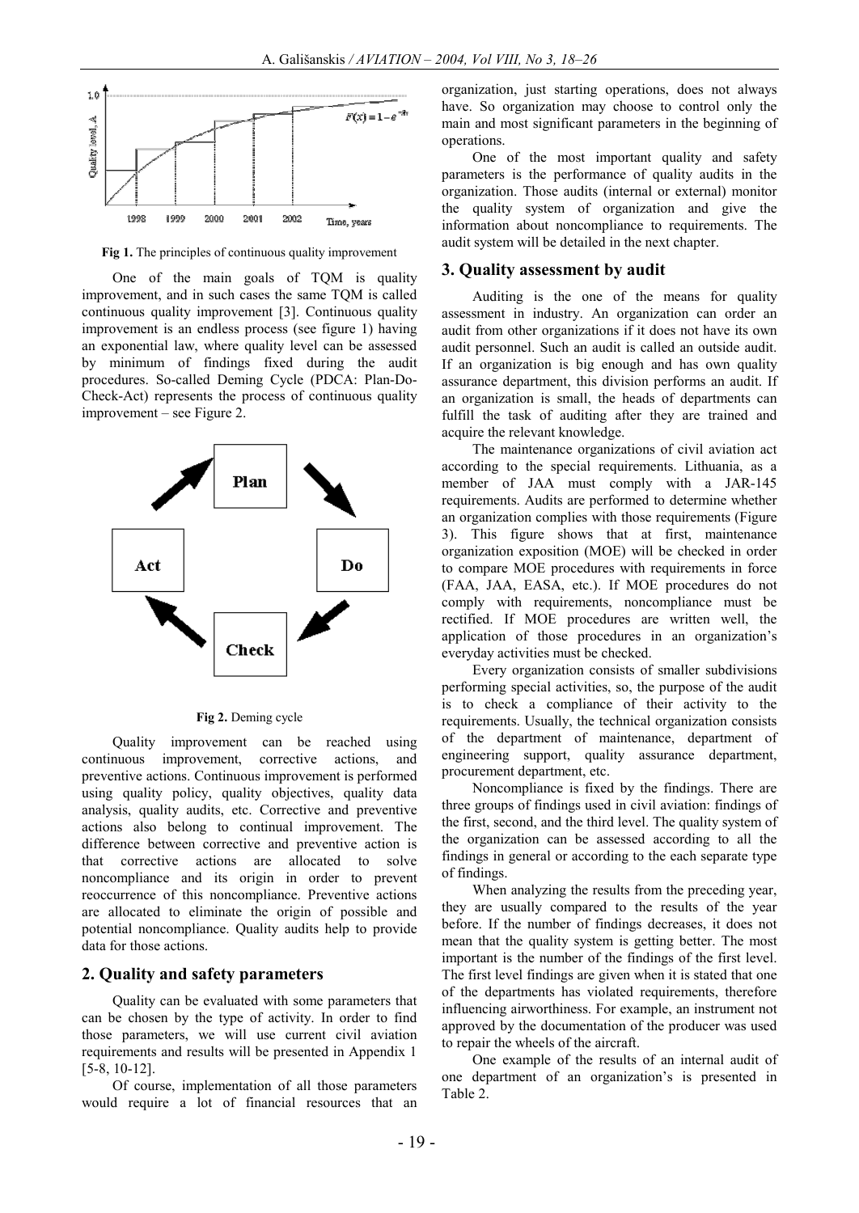Fig 1. The principles of continuous quality improvement

One of the main goals of TQM is quality improvement, and in such cases the same TQM is called continuous quality improvement [3]. Continuous quality improvement is an endless process (see figure 1) having an exponential law, where quality level can be assessed by minimum of findings fixed during the audit procedures. So-called Deming Cycle (PDCA: Plan-Do-Check-Act) represents the process of continuous quality improvement – see Figure 2.

Fig 2. Deming cycle

Quality improvement can be reached using continuous improvement, corrective actions, and preventive actions. Continuous improvement is performed using quality policy, quality objectives, quality data analysis, quality audits, etc. Corrective and preventive actions also belong to continual improvement. The difference between corrective and preventive action is that corrective actions are allocated to solve noncompliance and its origin in order to prevent reoccurrence of this noncompliance. Preventive actions are allocated to eliminate the origin of possible and potential noncompliance. Quality audits help to provide data for those actions.

## 2. Quality and safety parameters

Quality can be evaluated with some parameters that can be chosen by the type of activity. In order to find those parameters, we will use current civil aviation requirements and results will be presented in Appendix 1 [5-8, 10-12].

Of course, implementation of all those parameters would require a lot of financial resources that an organization, just starting operations, does not always have. So organization may choose to control only the main and most significant parameters in the beginning of operations.

One of the most important quality and safety parameters is the performance of quality audits in the organization. Those audits (internal or external) monitor the quality system of organization and give the information about noncompliance to requirements. The audit system will be detailed in the next chapter.

## 3. Quality assessment by audit

Auditing is the one of the means for quality assessment in industry. An organization can order an audit from other organizations if it does not have its own audit personnel. Such an audit is called an outside audit. If an organization is big enough and has own quality assurance department, this division performs an audit. If an organization is small, the heads of departments can fulfill the task of auditing after they are trained and acquire the relevant knowledge.

The maintenance organizations of civil aviation act according to the special requirements. Lithuania, as a member of JAA must comply with a JAR-145 requirements. Audits are performed to determine whether an organization complies with those requirements (Figure 3). This figure shows that at first, maintenance organization exposition (MOE) will be checked in order to compare MOE procedures with requirements in force (FAA, JAA, EASA, etc.). If MOE procedures do not comply with requirements, noncompliance must be rectified. If MOE procedures are written well, the application of those procedures in an organization's everyday activities must be checked.

Every organization consists of smaller subdivisions performing special activities, so, the purpose of the audit is to check a compliance of their activity to the requirements. Usually, the technical organization consists of the department of maintenance, department of engineering support, quality assurance department, procurement department, etc.

Noncompliance is fixed by the findings. There are three groups of findings used in civil aviation: findings of the first, second, and the third level. The quality system of the organization can be assessed according to all the findings in general or according to the each separate type of findings.

When analyzing the results from the preceding year, they are usually compared to the results of the year before. If the number of findings decreases, it does not mean that the quality system is getting better. The most important is the number of the findings of the first level. The first level findings are given when it is stated that one of the departments has violated requirements, therefore influencing airworthiness. For example, an instrument not approved by the documentation of the producer was used to repair the wheels of the aircraft.

One example of the results of an internal audit of one department of an organization's is presented in Table 2.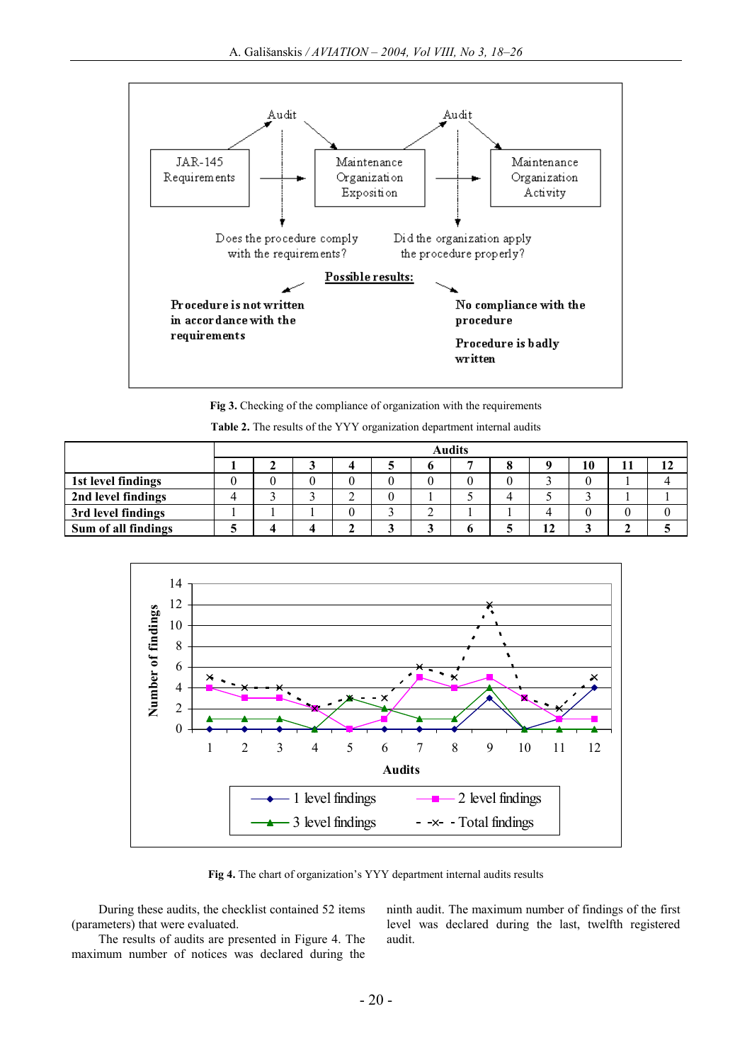Audit

Audit

JAR-145 Requirements → Maintenance Organization Exposition → Maintenance Organization Activity

Does the procedure comply with the requirements?

Did the organization apply the procedure properly?

**Possible results:**

**Procedure is not written in accordance with the requirements**

**No compliance with the procedure**

**Procedure is badly written**

**Fig 3.** Checking of the compliance of organization with the requirements

**Table 2.** The results of the YYY organization department internal audits

| | Audits | | | | | | | | | | | |
|---|---|---|---|---|---|---|---|---|---|---|---|---|
| | **1** | **2** | **3** | **4** | **5** | **6** | **7** | **8** | **9** | **10** | **11** | **12** |
| **1st level findings** | 0 | 0 | 0 | 0 | 0 | 0 | 0 | 0 | 3 | 0 | 1 | 4 |
| **2nd level findings** | 4 | 3 | 3 | 2 | 0 | 1 | 5 | 4 | 5 | 3 | 1 | 1 |
| **3rd level findings** | 1 | 1 | 1 | 0 | 3 | 2 | 1 | 1 | 4 | 0 | 0 | 0 |
| **Sum of all findings** | **5** | **4** | **4** | **2** | **3** | **3** | **6** | **5** | **12** | **3** | **2** | **5** |

**Fig 4.** The chart of organization's YYY department internal audits results

During these audits, the checklist contained 52 items (parameters) that were evaluated.

The results of audits are presented in Figure 4. The maximum number of notices was declared during the ninth audit. The maximum number of findings of the first level was declared during the last, twelfth registered audit.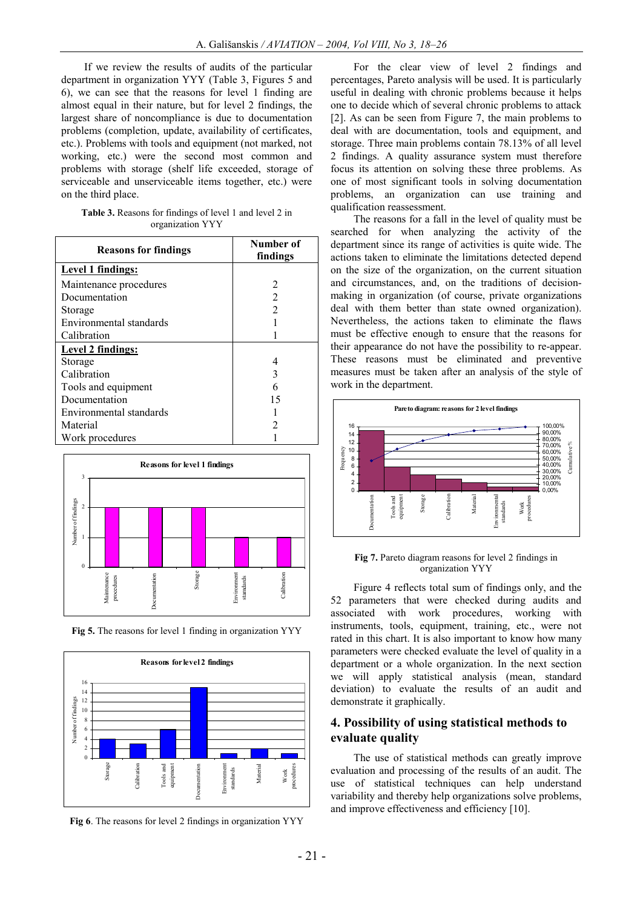If we review the results of audits of the particular department in organization YYY (Table 3, Figures 5 and 6), we can see that the reasons for level 1 finding are almost equal in their nature, but for level 2 findings, the largest share of noncompliance is due to documentation problems (completion, update, availability of certificates, etc.). Problems with tools and equipment (not marked, not working, etc.) were the second most common and problems with storage (shelf life exceeded, storage of serviceable and unserviceable items together, etc.) were on the third place.

**Table 3.** Reasons for findings of level 1 and level 2 in organization YYY

| Reasons for findings | Number of findings |
|---|---|
| **Level 1 findings:** | |
| Maintenance procedures | 2 |
| Documentation | 2 |
| Storage | 2 |
| Environmental standards | 1 |
| Calibration | 1 |
| **Level 2 findings:** | |
| Storage | 4 |
| Calibration | 3 |
| Tools and equipment | 6 |
| Documentation | 15 |
| Environmental standards | 1 |
| Material | 2 |
| Work procedures | 1 |

**Fig 5.** The reasons for level 1 finding in organization YYY

**Fig 6**. The reasons for level 2 findings in organization YYY

For the clear view of level 2 findings and percentages, Pareto analysis will be used. It is particularly useful in dealing with chronic problems because it helps one to decide which of several chronic problems to attack [2]. As can be seen from Figure 7, the main problems to deal with are documentation, tools and equipment, and storage. Three main problems contain 78.13% of all level 2 findings. A quality assurance system must therefore focus its attention on solving these three problems. As one of most significant tools in solving documentation problems, an organization can use training and qualification reassessment.

The reasons for a fall in the level of quality must be searched for when analyzing the activity of the department since its range of activities is quite wide. The actions taken to eliminate the limitations detected depend on the size of the organization, on the current situation and circumstances, and, on the traditions of decision-making in organization (of course, private organizations deal with them better than state owned organization). Nevertheless, the actions taken to eliminate the flaws must be effective enough to ensure that the reasons for their appearance do not have the possibility to re-appear. These reasons must be eliminated and preventive measures must be taken after an analysis of the style of work in the department.

**Fig 7.** Pareto diagram reasons for level 2 findings in organization YYY

Figure 4 reflects total sum of findings only, and the 52 parameters that were checked during audits and associated with work procedures, working with instruments, tools, equipment, training, etc., were not rated in this chart. It is also important to know how many parameters were checked evaluate the level of quality in a department or a whole organization. In the next section we will apply statistical analysis (mean, standard deviation) to evaluate the results of an audit and demonstrate it graphically.

## 4. Possibility of using statistical methods to evaluate quality

The use of statistical methods can greatly improve evaluation and processing of the results of an audit. The use of statistical techniques can help understand variability and thereby help organizations solve problems, and improve effectiveness and efficiency [10].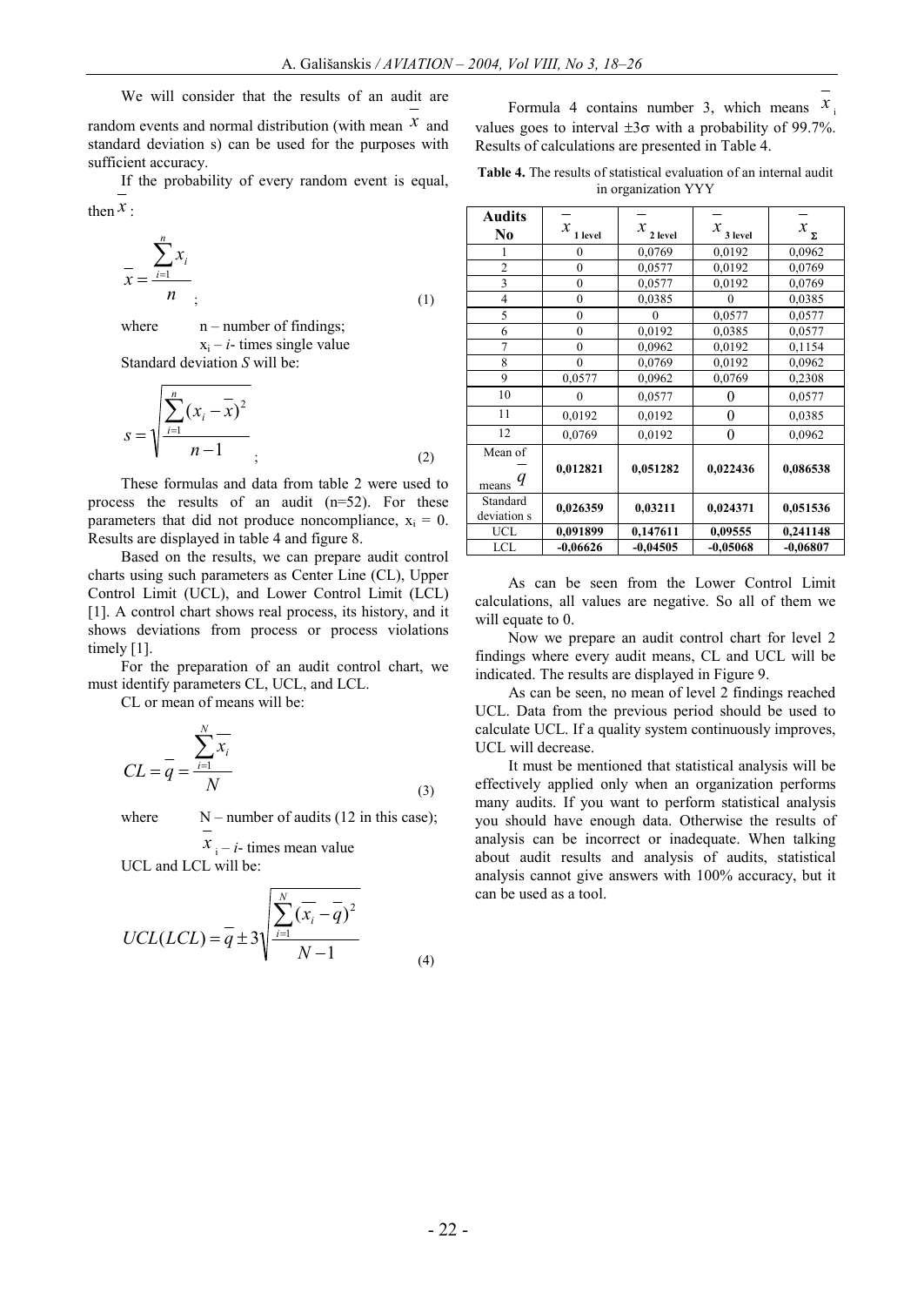We will consider that the results of an audit are random events and normal distribution (with mean $\bar{x}$ and standard deviation s) can be used for the purposes with sufficient accuracy.

If the probability of every random event is equal, then $\bar{x}$ :

$$\bar{x} = \frac{\sum_{i=1}^{n} x_i}{n} ; \tag{1}$$

where n – number of findings;
$x_i$ – *i*- times single value

Standard deviation *S* will be:

$$s = \sqrt{\frac{\sum_{i=1}^{n} (x_i - \bar{x})^2}{n-1}} ; \tag{2}$$

These formulas and data from table 2 were used to process the results of an audit (n=52). For these parameters that did not produce noncompliance, $x_i = 0$. Results are displayed in table 4 and figure 8.

Based on the results, we can prepare audit control charts using such parameters as Center Line (CL), Upper Control Limit (UCL), and Lower Control Limit (LCL) [1]. A control chart shows real process, its history, and it shows deviations from process or process violations timely [1].

For the preparation of an audit control chart, we must identify parameters CL, UCL, and LCL.

CL or mean of means will be:

$$CL = \bar{q} = \frac{\sum_{i=1}^{N} \bar{x}_i}{N} \tag{3}$$

where N – number of audits (12 in this case);
$\bar{x}_i$ – *i*- times mean value

UCL and LCL will be:

$$UCL(LCL) = \bar{q} \pm 3\sqrt{\frac{\sum_{i=1}^{N} (\bar{x}_i - \bar{q})^2}{N-1}} \tag{4}$$

Formula 4 contains number 3, which means $\bar{x}_i$ values goes to interval $\pm 3\sigma$ with a probability of 99.7%. Results of calculations are presented in Table 4.

**Table 4.** The results of statistical evaluation of an internal audit in organization YYY

| Audits No | $\bar{x}_{1\ level}$ | $\bar{x}_{2\ level}$ | $\bar{x}_{3\ level}$ | $\bar{x}_{\Sigma}$ |
|---|---|---|---|---|
| 1 | 0 | 0,0769 | 0,0192 | 0,0962 |
| 2 | 0 | 0,0577 | 0,0192 | 0,0769 |
| 3 | 0 | 0,0577 | 0,0192 | 0,0769 |
| 4 | 0 | 0,0385 | 0 | 0,0385 |
| 5 | 0 | 0 | 0,0577 | 0,0577 |
| 6 | 0 | 0,0192 | 0,0385 | 0,0577 |
| 7 | 0 | 0,0962 | 0,0192 | 0,1154 |
| 8 | 0 | 0,0769 | 0,0192 | 0,0962 |
| 9 | 0,0577 | 0,0962 | 0,0769 | 0,2308 |
| 10 | 0 | 0,0577 | 0 | 0,0577 |
| 11 | 0,0192 | 0,0192 | 0 | 0,0385 |
| 12 | 0,0769 | 0,0192 | 0 | 0,0962 |
| Mean of means $\bar{q}$ | **0,012821** | **0,051282** | **0,022436** | **0,086538** |
| Standard deviation s | **0,026359** | **0,03211** | **0,024371** | **0,051536** |
| UCL | **0,091899** | **0,147611** | **0,09555** | **0,241148** |
| LCL | **-0,06626** | **-0,04505** | **-0,05068** | **-0,06807** |

As can be seen from the Lower Control Limit calculations, all values are negative. So all of them we will equate to 0.

Now we prepare an audit control chart for level 2 findings where every audit means, CL and UCL will be indicated. The results are displayed in Figure 9.

As can be seen, no mean of level 2 findings reached UCL. Data from the previous period should be used to calculate UCL. If a quality system continuously improves, UCL will decrease.

It must be mentioned that statistical analysis will be effectively applied only when an organization performs many audits. If you want to perform statistical analysis you should have enough data. Otherwise the results of analysis can be incorrect or inadequate. When talking about audit results and analysis of audits, statistical analysis cannot give answers with 100% accuracy, but it can be used as a tool.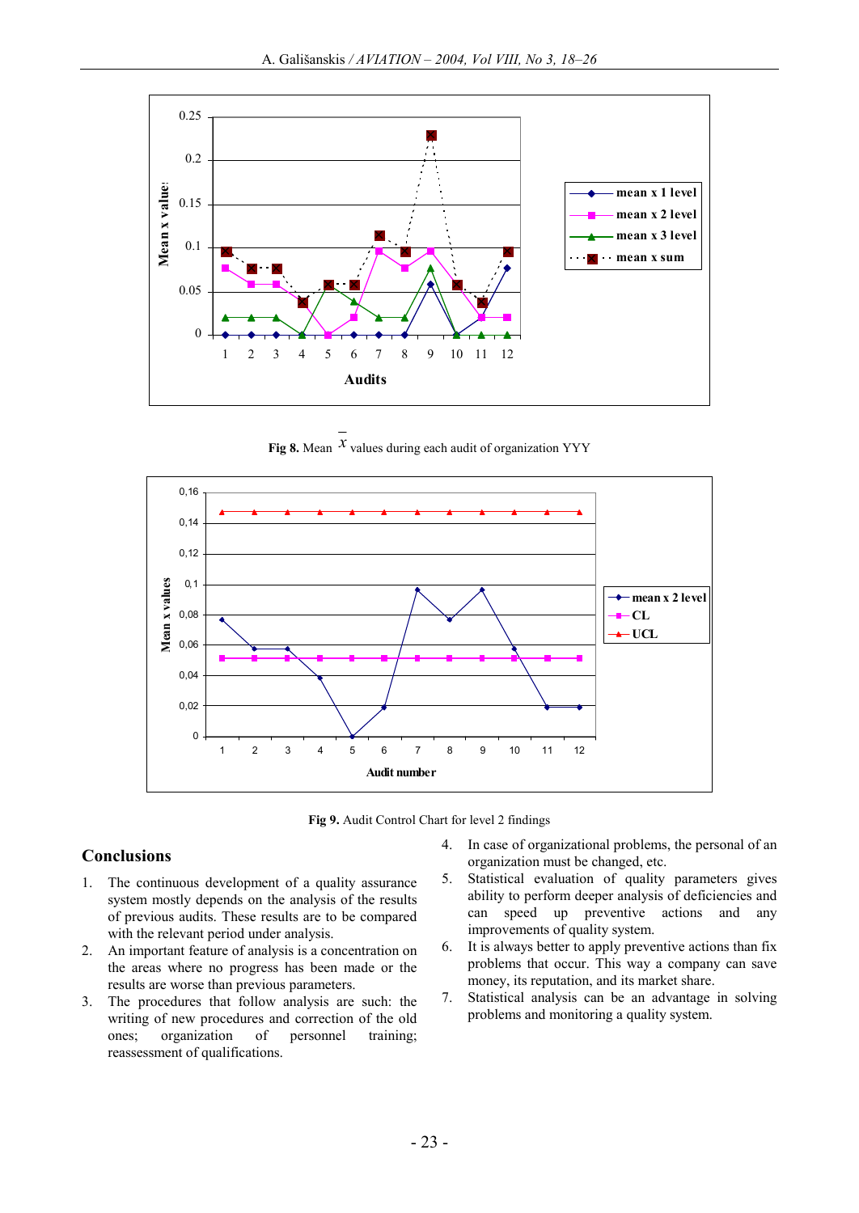Fig 8. Mean $\bar{x}$ values during each audit of organization YYY

Fig 9. Audit Control Chart for level 2 findings

## Conclusions

1. The continuous development of a quality assurance system mostly depends on the analysis of the results of previous audits. These results are to be compared with the relevant period under analysis.
2. An important feature of analysis is a concentration on the areas where no progress has been made or the results are worse than previous parameters.
3. The procedures that follow analysis are such: the writing of new procedures and correction of the old ones; organization of personnel training; reassessment of qualifications.
4. In case of organizational problems, the personal of an organization must be changed, etc.
5. Statistical evaluation of quality parameters gives ability to perform deeper analysis of deficiencies and can speed up preventive actions and any improvements of quality system.
6. It is always better to apply preventive actions than fix problems that occur. This way a company can save money, its reputation, and its market share.
7. Statistical analysis can be an advantage in solving problems and monitoring a quality system.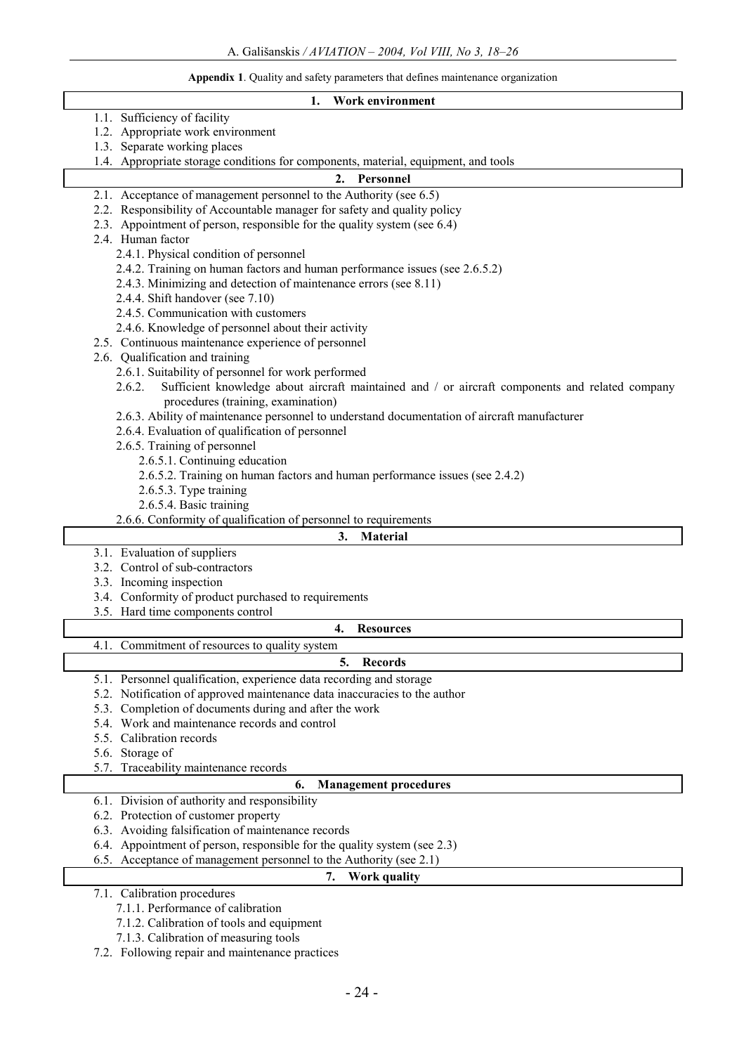**Appendix 1**. Quality and safety parameters that defines maintenance organization

**1. Work environment**

- 1.1. Sufficiency of facility
- 1.2. Appropriate work environment
- 1.3. Separate working places
- 1.4. Appropriate storage conditions for components, material, equipment, and tools

**2. Personnel**

- 2.1. Acceptance of management personnel to the Authority (see 6.5)
- 2.2. Responsibility of Accountable manager for safety and quality policy
- 2.3. Appointment of person, responsible for the quality system (see 6.4)
- 2.4. Human factor
  - 2.4.1. Physical condition of personnel
  - 2.4.2. Training on human factors and human performance issues (see 2.6.5.2)
  - 2.4.3. Minimizing and detection of maintenance errors (see 8.11)
  - 2.4.4. Shift handover (see 7.10)
  - 2.4.5. Communication with customers
  - 2.4.6. Knowledge of personnel about their activity
- 2.5. Continuous maintenance experience of personnel
- 2.6. Qualification and training
  - 2.6.1. Suitability of personnel for work performed
  - 2.6.2. Sufficient knowledge about aircraft maintained and / or aircraft components and related company procedures (training, examination)
  - 2.6.3. Ability of maintenance personnel to understand documentation of aircraft manufacturer
  - 2.6.4. Evaluation of qualification of personnel
  - 2.6.5. Training of personnel
    - 2.6.5.1. Continuing education
    - 2.6.5.2. Training on human factors and human performance issues (see 2.4.2)
    - 2.6.5.3. Type training
    - 2.6.5.4. Basic training
  - 2.6.6. Conformity of qualification of personnel to requirements

**3. Material**

- 3.1. Evaluation of suppliers
- 3.2. Control of sub-contractors
- 3.3. Incoming inspection
- 3.4. Conformity of product purchased to requirements
- 3.5. Hard time components control

**4. Resources**

- 4.1. Commitment of resources to quality system

**5. Records**

- 5.1. Personnel qualification, experience data recording and storage
- 5.2. Notification of approved maintenance data inaccuracies to the author
- 5.3. Completion of documents during and after the work
- 5.4. Work and maintenance records and control
- 5.5. Calibration records
- 5.6. Storage of
- 5.7. Traceability maintenance records

**6. Management procedures**

- 6.1. Division of authority and responsibility
- 6.2. Protection of customer property
- 6.3. Avoiding falsification of maintenance records
- 6.4. Appointment of person, responsible for the quality system (see 2.3)
- 6.5. Acceptance of management personnel to the Authority (see 2.1)

**7. Work quality**

- 7.1. Calibration procedures
  - 7.1.1. Performance of calibration
  - 7.1.2. Calibration of tools and equipment
  - 7.1.3. Calibration of measuring tools
- 7.2. Following repair and maintenance practices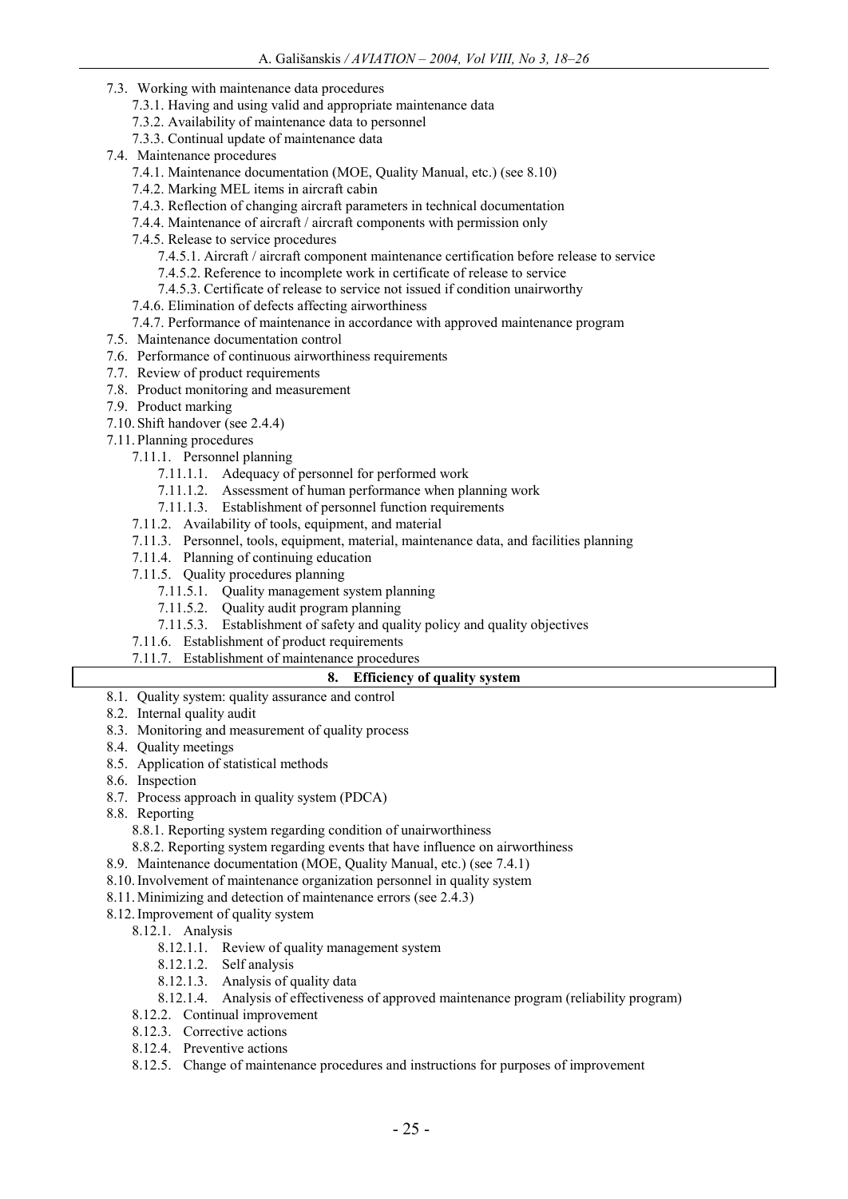- 7.3. Working with maintenance data procedures
  - 7.3.1. Having and using valid and appropriate maintenance data
  - 7.3.2. Availability of maintenance data to personnel
  - 7.3.3. Continual update of maintenance data
- 7.4. Maintenance procedures
  - 7.4.1. Maintenance documentation (MOE, Quality Manual, etc.) (see 8.10)
  - 7.4.2. Marking MEL items in aircraft cabin
  - 7.4.3. Reflection of changing aircraft parameters in technical documentation
  - 7.4.4. Maintenance of aircraft / aircraft components with permission only
  - 7.4.5. Release to service procedures
    - 7.4.5.1. Aircraft / aircraft component maintenance certification before release to service
    - 7.4.5.2. Reference to incomplete work in certificate of release to service
    - 7.4.5.3. Certificate of release to service not issued if condition unairworthy
  - 7.4.6. Elimination of defects affecting airworthiness
  - 7.4.7. Performance of maintenance in accordance with approved maintenance program
- 7.5. Maintenance documentation control
- 7.6. Performance of continuous airworthiness requirements
- 7.7. Review of product requirements
- 7.8. Product monitoring and measurement
- 7.9. Product marking
- 7.10. Shift handover (see 2.4.4)
- 7.11. Planning procedures
  - 7.11.1. Personnel planning
    - 7.11.1.1. Adequacy of personnel for performed work
    - 7.11.1.2. Assessment of human performance when planning work
    - 7.11.1.3. Establishment of personnel function requirements
  - 7.11.2. Availability of tools, equipment, and material
  - 7.11.3. Personnel, tools, equipment, material, maintenance data, and facilities planning
  - 7.11.4. Planning of continuing education
  - 7.11.5. Quality procedures planning
    - 7.11.5.1. Quality management system planning
    - 7.11.5.2. Quality audit program planning
    - 7.11.5.3. Establishment of safety and quality policy and quality objectives
  - 7.11.6. Establishment of product requirements
  - 7.11.7. Establishment of maintenance procedures

**8. Efficiency of quality system**

- 8.1. Quality system: quality assurance and control
- 8.2. Internal quality audit
- 8.3. Monitoring and measurement of quality process
- 8.4. Quality meetings
- 8.5. Application of statistical methods
- 8.6. Inspection
- 8.7. Process approach in quality system (PDCA)
- 8.8. Reporting
  - 8.8.1. Reporting system regarding condition of unairworthiness
  - 8.8.2. Reporting system regarding events that have influence on airworthiness
- 8.9. Maintenance documentation (MOE, Quality Manual, etc.) (see 7.4.1)
- 8.10. Involvement of maintenance organization personnel in quality system
- 8.11. Minimizing and detection of maintenance errors (see 2.4.3)
- 8.12. Improvement of quality system
  - 8.12.1. Analysis
    - 8.12.1.1. Review of quality management system
    - 8.12.1.2. Self analysis
    - 8.12.1.3. Analysis of quality data
    - 8.12.1.4. Analysis of effectiveness of approved maintenance program (reliability program)
  - 8.12.2. Continual improvement
  - 8.12.3. Corrective actions
  - 8.12.4. Preventive actions
  - 8.12.5. Change of maintenance procedures and instructions for purposes of improvement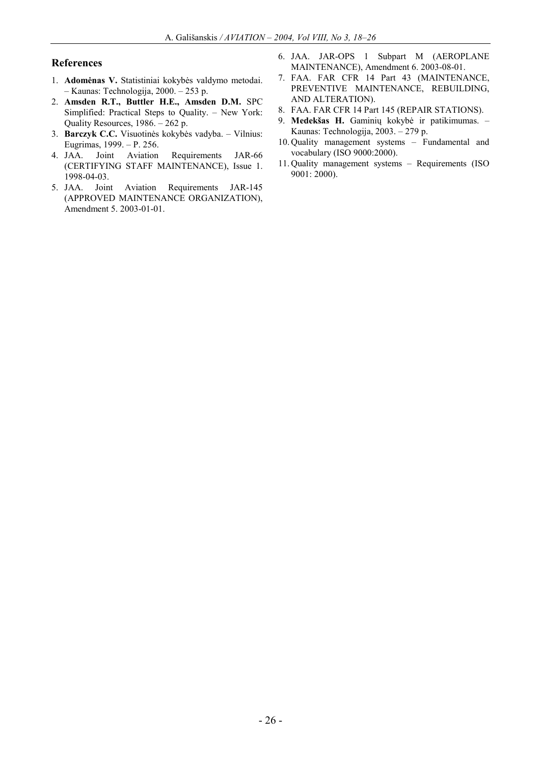## References

1. **Adomėnas V.** Statistiniai kokybės valdymo metodai. – Kaunas: Technologija, 2000. – 253 p.
2. **Amsden R.T., Buttler H.E., Amsden D.M.** SPC Simplified: Practical Steps to Quality. – New York: Quality Resources, 1986. – 262 p.
3. **Barczyk C.C.** Visuotinės kokybės vadyba. – Vilnius: Eugrimas, 1999. – P. 256.
4. JAA. Joint Aviation Requirements JAR-66 (CERTIFYING STAFF MAINTENANCE), Issue 1. 1998-04-03.
5. JAA. Joint Aviation Requirements JAR-145 (APPROVED MAINTENANCE ORGANIZATION), Amendment 5. 2003-01-01.
6. JAA. JAR-OPS 1 Subpart M (AEROPLANE MAINTENANCE), Amendment 6. 2003-08-01.
7. FAA. FAR CFR 14 Part 43 (MAINTENANCE, PREVENTIVE MAINTENANCE, REBUILDING, AND ALTERATION).
8. FAA. FAR CFR 14 Part 145 (REPAIR STATIONS).
9. **Medekšas H.** Gaminių kokybė ir patikimumas. – Kaunas: Technologija, 2003. – 279 p.
10. Quality management systems – Fundamental and vocabulary (ISO 9000:2000).
11. Quality management systems – Requirements (ISO 9001: 2000).